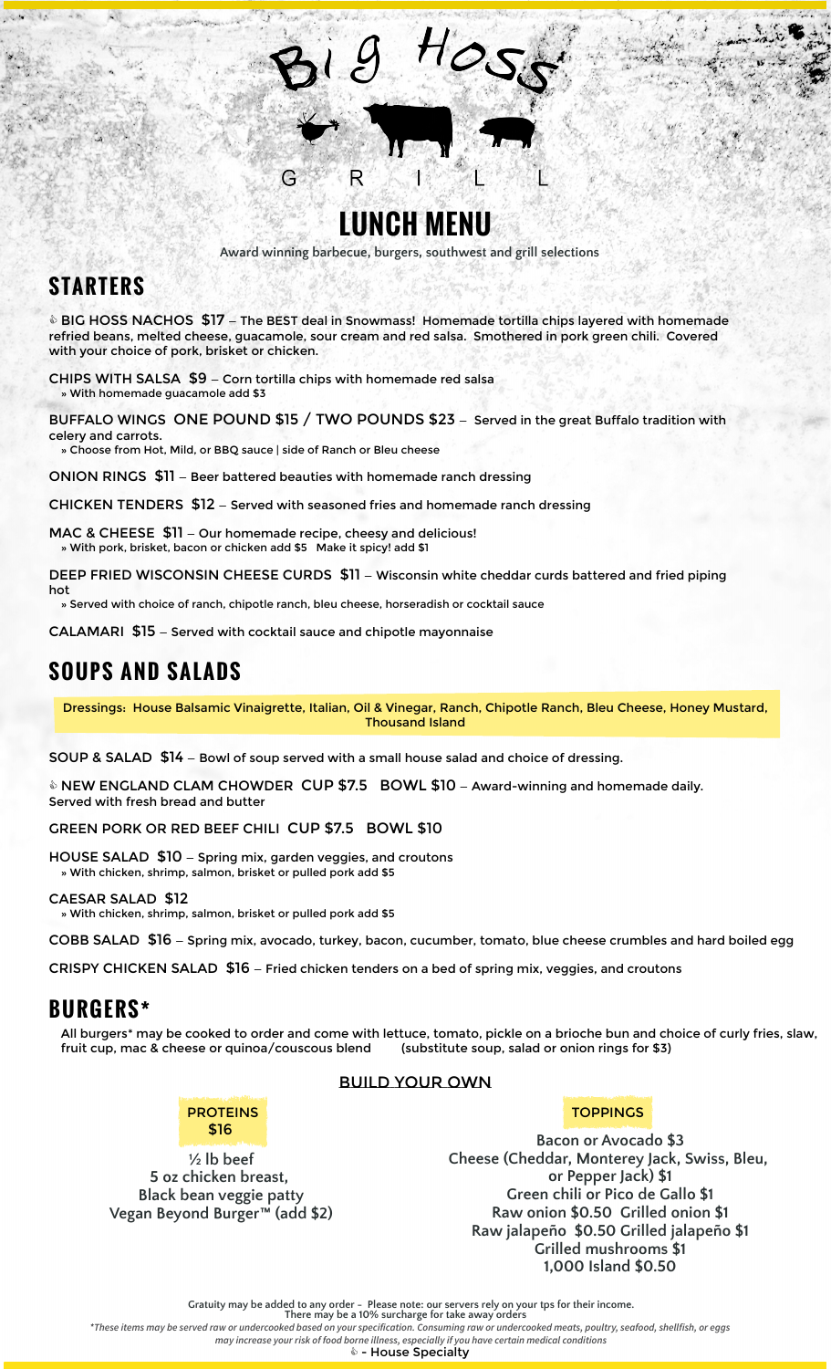# Big Hoss GRILL

# LUNCH MENU

Award winning barbecue, burgers, southwest and grill selections

## STARTERS

♘ **BIG HOSS NACHOS $17** – The BEST deal in Snowmass! Homemade tortilla chips layered with homemade refried beans, melted cheese, guacamole, sour cream and red salsa. Smothered in pork green chili. Covered with your choice of pork, brisket or chicken.

**CHIPS WITH SALSA $9** – Corn tortilla chips with homemade red salsa
» With homemade guacamole add $3

**BUFFALO WINGS ONE POUND $15 / TWO POUNDS $23** – Served in the great Buffalo tradition with celery and carrots.
» Choose from Hot, Mild, or BBQ sauce | side of Ranch or Bleu cheese

**ONION RINGS $11** – Beer battered beauties with homemade ranch dressing

**CHICKEN TENDERS $12** – Served with seasoned fries and homemade ranch dressing

**MAC & CHEESE $11** – Our homemade recipe, cheesy and delicious!
» With pork, brisket, bacon or chicken add $5 Make it spicy! add $1

**DEEP FRIED WISCONSIN CHEESE CURDS $11** – Wisconsin white cheddar curds battered and fried piping hot
» Served with choice of ranch, chipotle ranch, bleu cheese, horseradish or cocktail sauce

**CALAMARI $15** – Served with cocktail sauce and chipotle mayonnaise

## SOUPS AND SALADS

Dressings: House Balsamic Vinaigrette, Italian, Oil & Vinegar, Ranch, Chipotle Ranch, Bleu Cheese, Honey Mustard, Thousand Island

**SOUP & SALAD $14** – Bowl of soup served with a small house salad and choice of dressing.

♘ **NEW ENGLAND CLAM CHOWDER CUP $7.5 BOWL $10** – Award-winning and homemade daily. Served with fresh bread and butter

**GREEN PORK OR RED BEEF CHILI CUP $7.5 BOWL $10**

**HOUSE SALAD $10** – Spring mix, garden veggies, and croutons
» With chicken, shrimp, salmon, brisket or pulled pork add $5

**CAESAR SALAD $12**
» With chicken, shrimp, salmon, brisket or pulled pork add $5

**COBB SALAD $16** – Spring mix, avocado, turkey, bacon, cucumber, tomato, blue cheese crumbles and hard boiled egg

**CRISPY CHICKEN SALAD $16** – Fried chicken tenders on a bed of spring mix, veggies, and croutons

## BURGERS*

All burgers* may be cooked to order and come with lettuce, tomato, pickle on a brioche bun and choice of curly fries, slaw, fruit cup, mac & cheese or quinoa/couscous blend (substitute soup, salad or onion rings for $3)

### BUILD YOUR OWN

**PROTEINS $16**

½ lb beef
5 oz chicken breast,
Black bean veggie patty
Vegan Beyond Burger™ (add $2)

**TOPPINGS**

Bacon or Avocado $3
Cheese (Cheddar, Monterey Jack, Swiss, Bleu, or Pepper Jack) $1
Green chili or Pico de Gallo $1
Raw onion $0.50 Grilled onion $1
Raw jalapeño $0.50 Grilled jalapeño $1
Grilled mushrooms $1
1,000 Island $0.50

Gratuity may be added to any order - Please note: our servers rely on your tps for their income.
There may be a 10% surcharge for take away orders

*\*These items may be served raw or undercooked based on your specification. Consuming raw or undercooked meats, poultry, seafood, shellfish, or eggs may increase your risk of food borne illness, especially if you have certain medical conditions*

♘ - House Specialty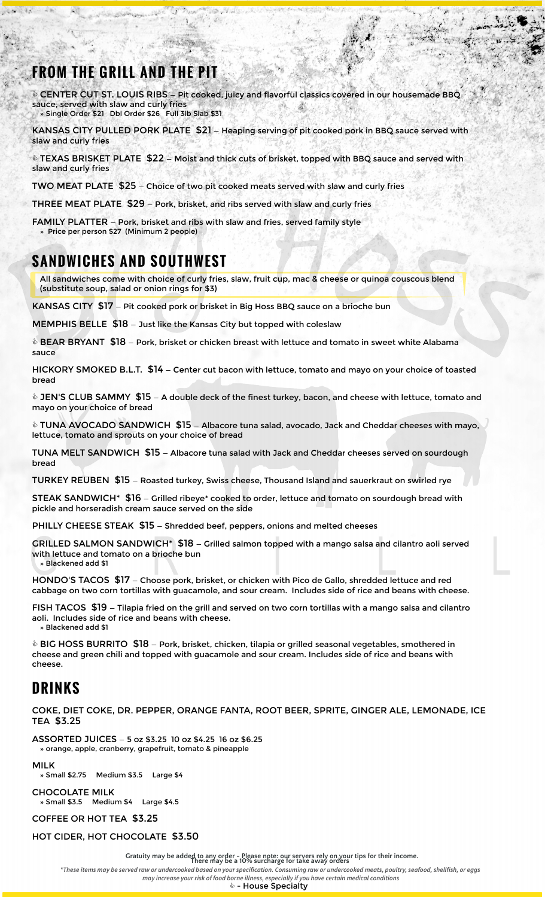## FROM THE GRILL AND THE PIT

♘ **CENTER CUT ST. LOUIS RIBS** – Pit cooked, juicy and flavorful classics covered in our housemade BBQ sauce, served with slaw and curly fries
» Single Order $21  Dbl Order $26  Full 3lb Slab $31

**KANSAS CITY PULLED PORK PLATE $21** – Heaping serving of pit cooked pork in BBQ sauce served with slaw and curly fries

♘ **TEXAS BRISKET PLATE $22** – Moist and thick cuts of brisket, topped with BBQ sauce and served with slaw and curly fries

**TWO MEAT PLATE $25** – Choice of two pit cooked meats served with slaw and curly fries

**THREE MEAT PLATE $29** – Pork, brisket, and ribs served with slaw and curly fries

**FAMILY PLATTER** – Pork, brisket and ribs with slaw and fries, served family style
» Price per person $27 (Minimum 2 people)

## SANDWICHES AND SOUTHWEST

All sandwiches come with choice of curly fries, slaw, fruit cup, mac & cheese or quinoa couscous blend (substitute soup, salad or onion rings for $3)

**KANSAS CITY $17** – Pit cooked pork or brisket in Big Hoss BBQ sauce on a brioche bun

**MEMPHIS BELLE $18** – Just like the Kansas City but topped with coleslaw

♘ **BEAR BRYANT $18** – Pork, brisket or chicken breast with lettuce and tomato in sweet white Alabama sauce

**HICKORY SMOKED B.L.T. $14** – Center cut bacon with lettuce, tomato and mayo on your choice of toasted bread

♘ **JEN'S CLUB SAMMY $15** – A double deck of the finest turkey, bacon, and cheese with lettuce, tomato and mayo on your choice of bread

♘ **TUNA AVOCADO SANDWICH $15** – Albacore tuna salad, avocado, Jack and Cheddar cheeses with mayo, lettuce, tomato and sprouts on your choice of bread

**TUNA MELT SANDWICH $15** – Albacore tuna salad with Jack and Cheddar cheeses served on sourdough bread

**TURKEY REUBEN $15** – Roasted turkey, Swiss cheese, Thousand Island and sauerkraut on swirled rye

**STEAK SANDWICH* $16** – Grilled ribeye* cooked to order, lettuce and tomato on sourdough bread with pickle and horseradish cream sauce served on the side

**PHILLY CHEESE STEAK $15** – Shredded beef, peppers, onions and melted cheeses

**GRILLED SALMON SANDWICH* $18** – Grilled salmon topped with a mango salsa and cilantro aoli served with lettuce and tomato on a brioche bun
» Blackened add $1

**HONDO'S TACOS $17** – Choose pork, brisket, or chicken with Pico de Gallo, shredded lettuce and red cabbage on two corn tortillas with guacamole, and sour cream. Includes side of rice and beans with cheese.

**FISH TACOS $19** – Tilapia fried on the grill and served on two corn tortillas with a mango salsa and cilantro aoli. Includes side of rice and beans with cheese.
» Blackened add $1

♘ **BIG HOSS BURRITO $18** – Pork, brisket, chicken, tilapia or grilled seasonal vegetables, smothered in cheese and green chili and topped with guacamole and sour cream. Includes side of rice and beans with cheese.

## DRINKS

**COKE, DIET COKE, DR. PEPPER, ORANGE FANTA, ROOT BEER, SPRITE, GINGER ALE, LEMONADE, ICE TEA $3.25**

**ASSORTED JUICES** – 5 oz $3.25  10 oz $4.25  16 oz $6.25
» orange, apple, cranberry, grapefruit, tomato & pineapple

**MILK**
» Small $2.75  Medium $3.5  Large $4

**CHOCOLATE MILK**
» Small $3.5  Medium $4  Large $4.5

**COFFEE OR HOT TEA $3.25**

**HOT CIDER, HOT CHOCOLATE $3.50**

Gratuity may be added to any order - Please note: our servers rely on your tips for their income.
There may be a 10% surcharge for take away orders

*\*These items may be served raw or undercooked based on your specification. Consuming raw or undercooked meats, poultry, seafood, shellfish, or eggs may increase your risk of food borne illness, especially if you have certain medical conditions*

♘ - House Specialty